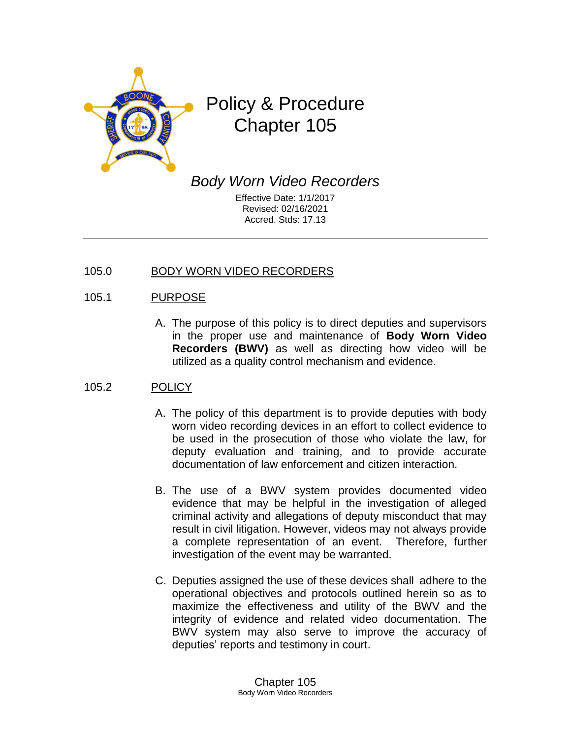# Policy & Procedure Chapter 105

## *Body Worn Video Recorders*

Effective Date: 1/1/2017
Revised: 02/16/2021
Accred. Stds: 17.13

---

## 105.0 BODY WORN VIDEO RECORDERS

## 105.1 PURPOSE

A. The purpose of this policy is to direct deputies and supervisors in the proper use and maintenance of **Body Worn Video Recorders (BWV)** as well as directing how video will be utilized as a quality control mechanism and evidence.

## 105.2 POLICY

A. The policy of this department is to provide deputies with body worn video recording devices in an effort to collect evidence to be used in the prosecution of those who violate the law, for deputy evaluation and training, and to provide accurate documentation of law enforcement and citizen interaction.

B. The use of a BWV system provides documented video evidence that may be helpful in the investigation of alleged criminal activity and allegations of deputy misconduct that may result in civil litigation. However, videos may not always provide a complete representation of an event. Therefore, further investigation of the event may be warranted.

C. Deputies assigned the use of these devices shall adhere to the operational objectives and protocols outlined herein so as to maximize the effectiveness and utility of the BWV and the integrity of evidence and related video documentation. The BWV system may also serve to improve the accuracy of deputies' reports and testimony in court.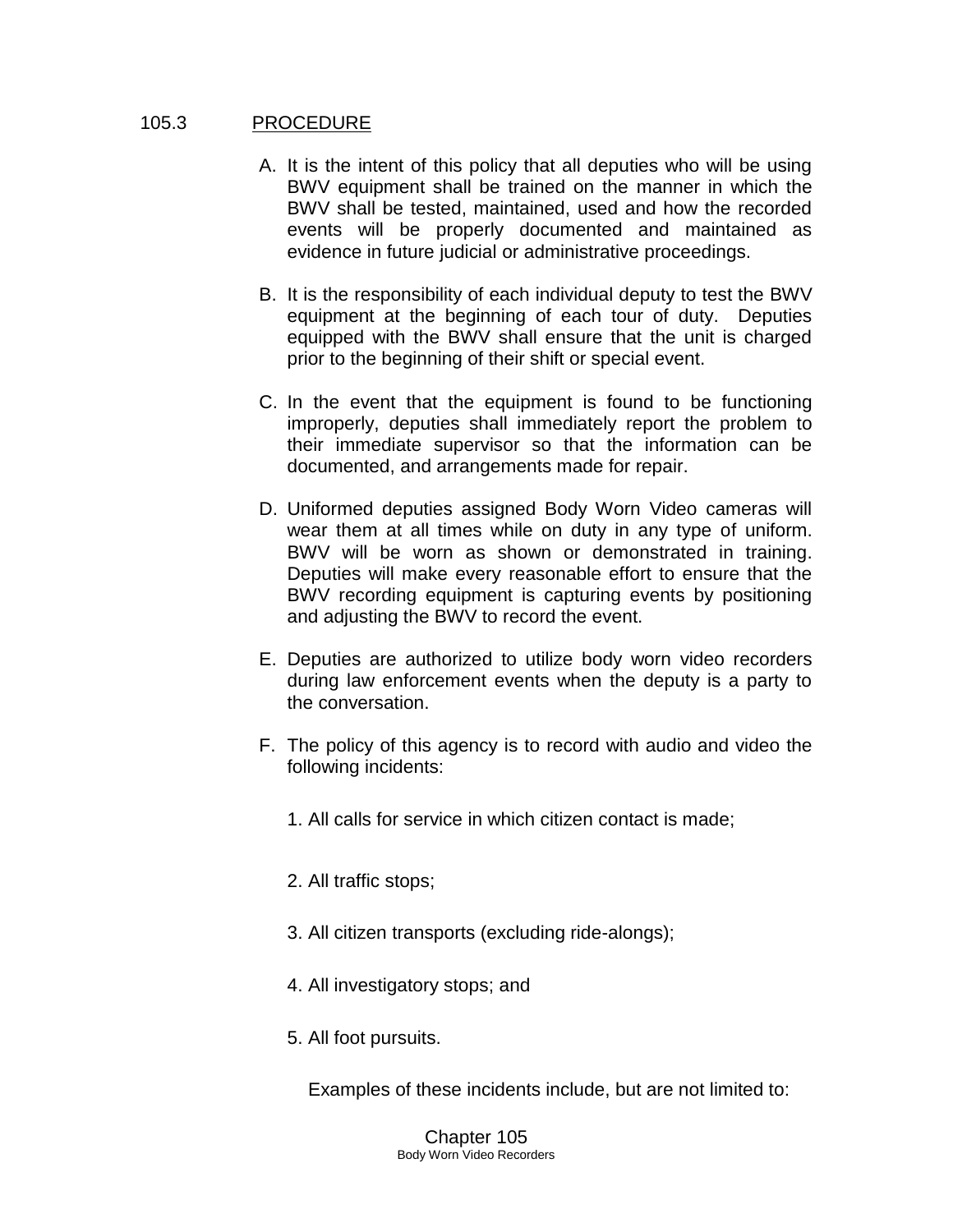## 105.3 PROCEDURE

A. It is the intent of this policy that all deputies who will be using BWV equipment shall be trained on the manner in which the BWV shall be tested, maintained, used and how the recorded events will be properly documented and maintained as evidence in future judicial or administrative proceedings.

B. It is the responsibility of each individual deputy to test the BWV equipment at the beginning of each tour of duty. Deputies equipped with the BWV shall ensure that the unit is charged prior to the beginning of their shift or special event.

C. In the event that the equipment is found to be functioning improperly, deputies shall immediately report the problem to their immediate supervisor so that the information can be documented, and arrangements made for repair.

D. Uniformed deputies assigned Body Worn Video cameras will wear them at all times while on duty in any type of uniform. BWV will be worn as shown or demonstrated in training. Deputies will make every reasonable effort to ensure that the BWV recording equipment is capturing events by positioning and adjusting the BWV to record the event.

E. Deputies are authorized to utilize body worn video recorders during law enforcement events when the deputy is a party to the conversation.

F. The policy of this agency is to record with audio and video the following incidents:

   1. All calls for service in which citizen contact is made;

   2. All traffic stops;

   3. All citizen transports (excluding ride-alongs);

   4. All investigatory stops; and

   5. All foot pursuits.

   Examples of these incidents include, but are not limited to: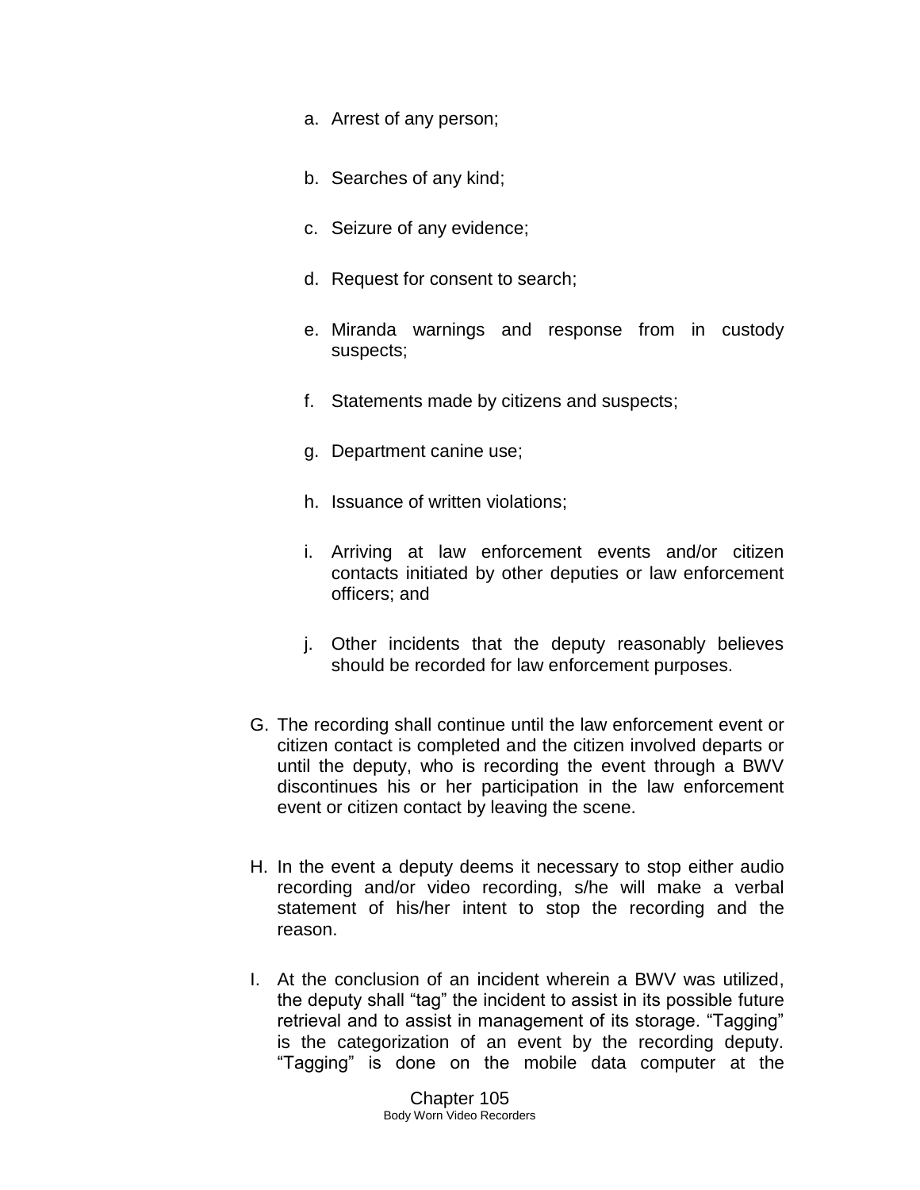a. Arrest of any person;

b. Searches of any kind;

c. Seizure of any evidence;

d. Request for consent to search;

e. Miranda warnings and response from in custody suspects;

f. Statements made by citizens and suspects;

g. Department canine use;

h. Issuance of written violations;

i. Arriving at law enforcement events and/or citizen contacts initiated by other deputies or law enforcement officers; and

j. Other incidents that the deputy reasonably believes should be recorded for law enforcement purposes.

G. The recording shall continue until the law enforcement event or citizen contact is completed and the citizen involved departs or until the deputy, who is recording the event through a BWV discontinues his or her participation in the law enforcement event or citizen contact by leaving the scene.

H. In the event a deputy deems it necessary to stop either audio recording and/or video recording, s/he will make a verbal statement of his/her intent to stop the recording and the reason.

I. At the conclusion of an incident wherein a BWV was utilized, the deputy shall "tag" the incident to assist in its possible future retrieval and to assist in management of its storage. "Tagging" is the categorization of an event by the recording deputy. "Tagging" is done on the mobile data computer at the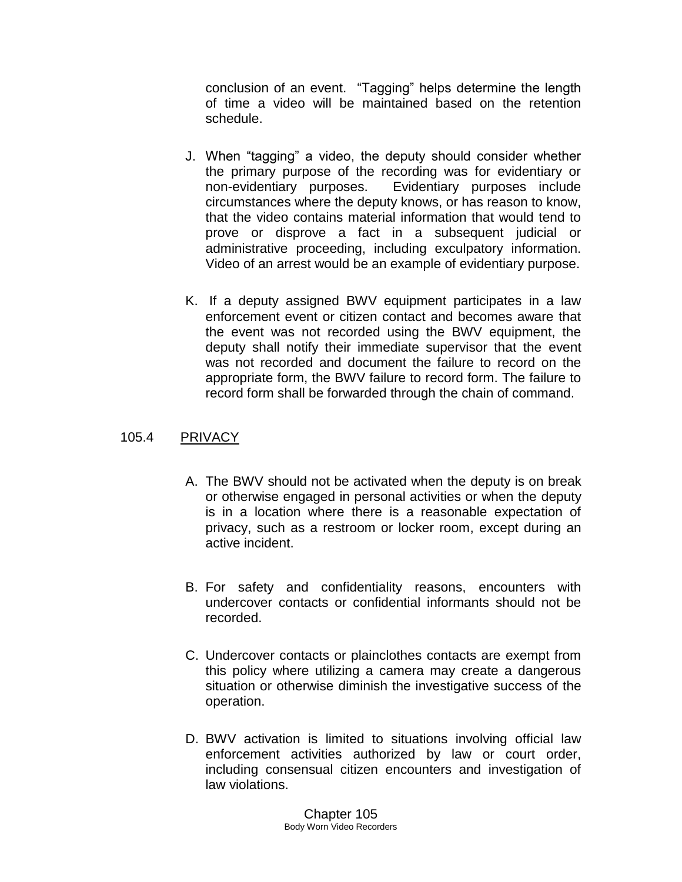conclusion of an event. "Tagging" helps determine the length of time a video will be maintained based on the retention schedule.

J. When "tagging" a video, the deputy should consider whether the primary purpose of the recording was for evidentiary or non-evidentiary purposes. Evidentiary purposes include circumstances where the deputy knows, or has reason to know, that the video contains material information that would tend to prove or disprove a fact in a subsequent judicial or administrative proceeding, including exculpatory information. Video of an arrest would be an example of evidentiary purpose.

K. If a deputy assigned BWV equipment participates in a law enforcement event or citizen contact and becomes aware that the event was not recorded using the BWV equipment, the deputy shall notify their immediate supervisor that the event was not recorded and document the failure to record on the appropriate form, the BWV failure to record form. The failure to record form shall be forwarded through the chain of command.

## 105.4 PRIVACY

A. The BWV should not be activated when the deputy is on break or otherwise engaged in personal activities or when the deputy is in a location where there is a reasonable expectation of privacy, such as a restroom or locker room, except during an active incident.

B. For safety and confidentiality reasons, encounters with undercover contacts or confidential informants should not be recorded.

C. Undercover contacts or plainclothes contacts are exempt from this policy where utilizing a camera may create a dangerous situation or otherwise diminish the investigative success of the operation.

D. BWV activation is limited to situations involving official law enforcement activities authorized by law or court order, including consensual citizen encounters and investigation of law violations.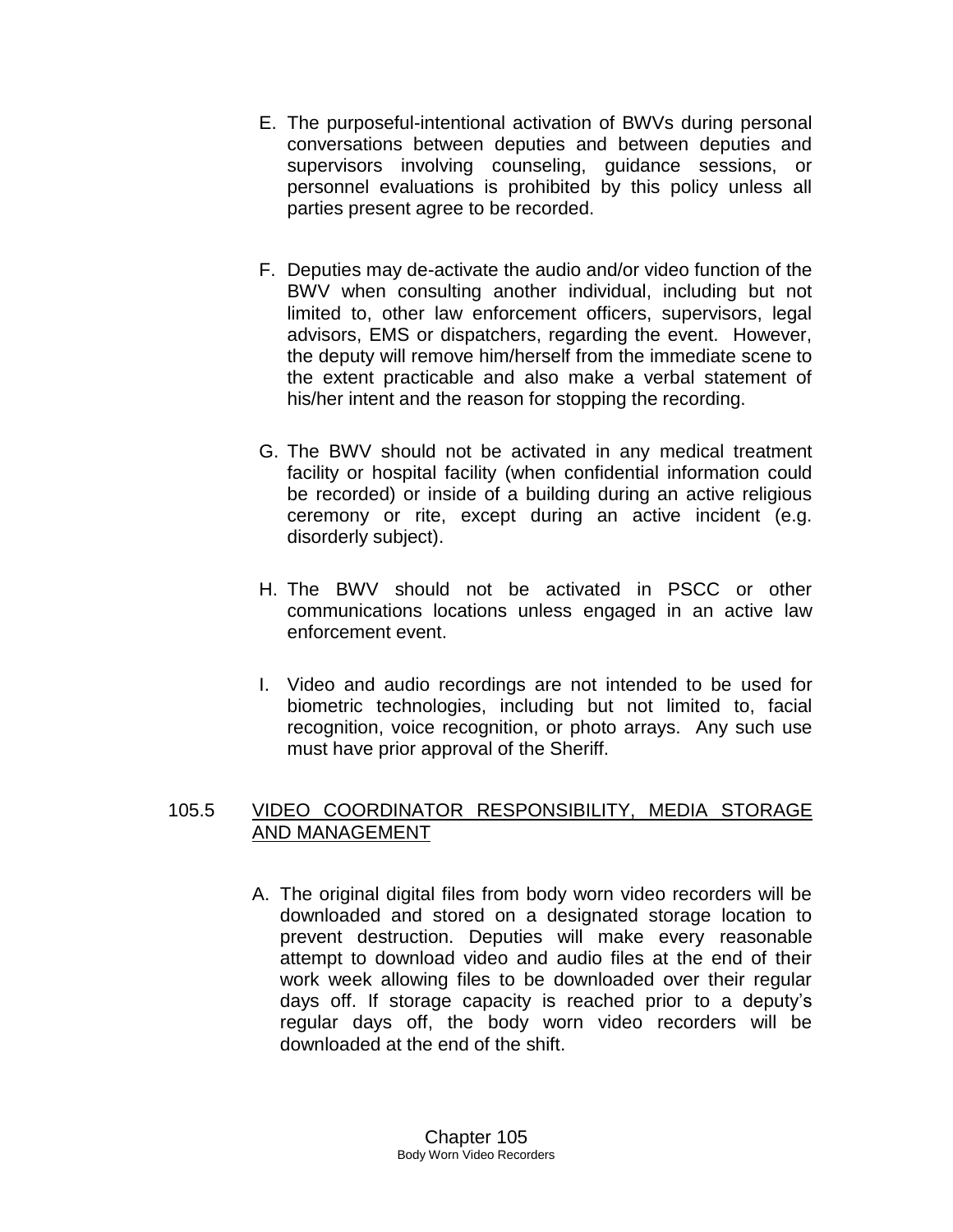E. The purposeful-intentional activation of BWVs during personal conversations between deputies and between deputies and supervisors involving counseling, guidance sessions, or personnel evaluations is prohibited by this policy unless all parties present agree to be recorded.

F. Deputies may de-activate the audio and/or video function of the BWV when consulting another individual, including but not limited to, other law enforcement officers, supervisors, legal advisors, EMS or dispatchers, regarding the event. However, the deputy will remove him/herself from the immediate scene to the extent practicable and also make a verbal statement of his/her intent and the reason for stopping the recording.

G. The BWV should not be activated in any medical treatment facility or hospital facility (when confidential information could be recorded) or inside of a building during an active religious ceremony or rite, except during an active incident (e.g. disorderly subject).

H. The BWV should not be activated in PSCC or other communications locations unless engaged in an active law enforcement event.

I. Video and audio recordings are not intended to be used for biometric technologies, including but not limited to, facial recognition, voice recognition, or photo arrays. Any such use must have prior approval of the Sheriff.

## 105.5 VIDEO COORDINATOR RESPONSIBILITY, MEDIA STORAGE AND MANAGEMENT

A. The original digital files from body worn video recorders will be downloaded and stored on a designated storage location to prevent destruction. Deputies will make every reasonable attempt to download video and audio files at the end of their work week allowing files to be downloaded over their regular days off. If storage capacity is reached prior to a deputy's regular days off, the body worn video recorders will be downloaded at the end of the shift.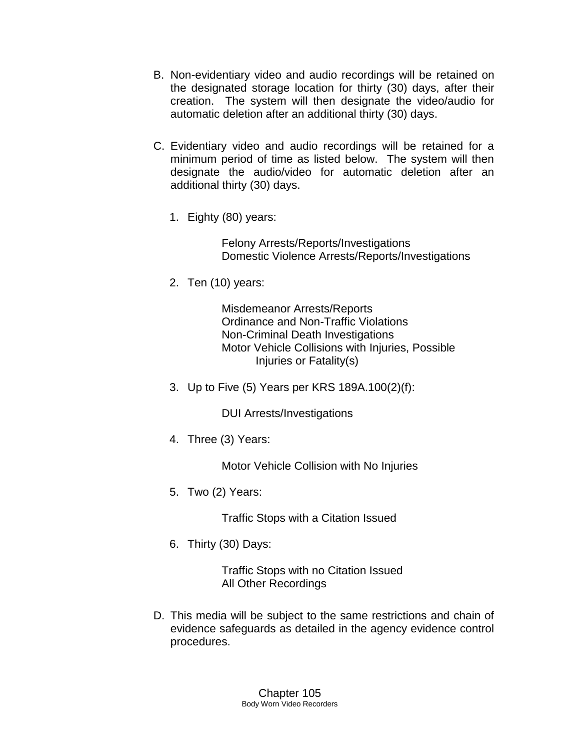B. Non-evidentiary video and audio recordings will be retained on the designated storage location for thirty (30) days, after their creation. The system will then designate the video/audio for automatic deletion after an additional thirty (30) days.

C. Evidentiary video and audio recordings will be retained for a minimum period of time as listed below. The system will then designate the audio/video for automatic deletion after an additional thirty (30) days.

   1. Eighty (80) years:

      Felony Arrests/Reports/Investigations
      Domestic Violence Arrests/Reports/Investigations

   2. Ten (10) years:

      Misdemeanor Arrests/Reports
      Ordinance and Non-Traffic Violations
      Non-Criminal Death Investigations
      Motor Vehicle Collisions with Injuries, Possible Injuries or Fatality(s)

   3. Up to Five (5) Years per KRS 189A.100(2)(f):

      DUI Arrests/Investigations

   4. Three (3) Years:

      Motor Vehicle Collision with No Injuries

   5. Two (2) Years:

      Traffic Stops with a Citation Issued

   6. Thirty (30) Days:

      Traffic Stops with no Citation Issued
      All Other Recordings

D. This media will be subject to the same restrictions and chain of evidence safeguards as detailed in the agency evidence control procedures.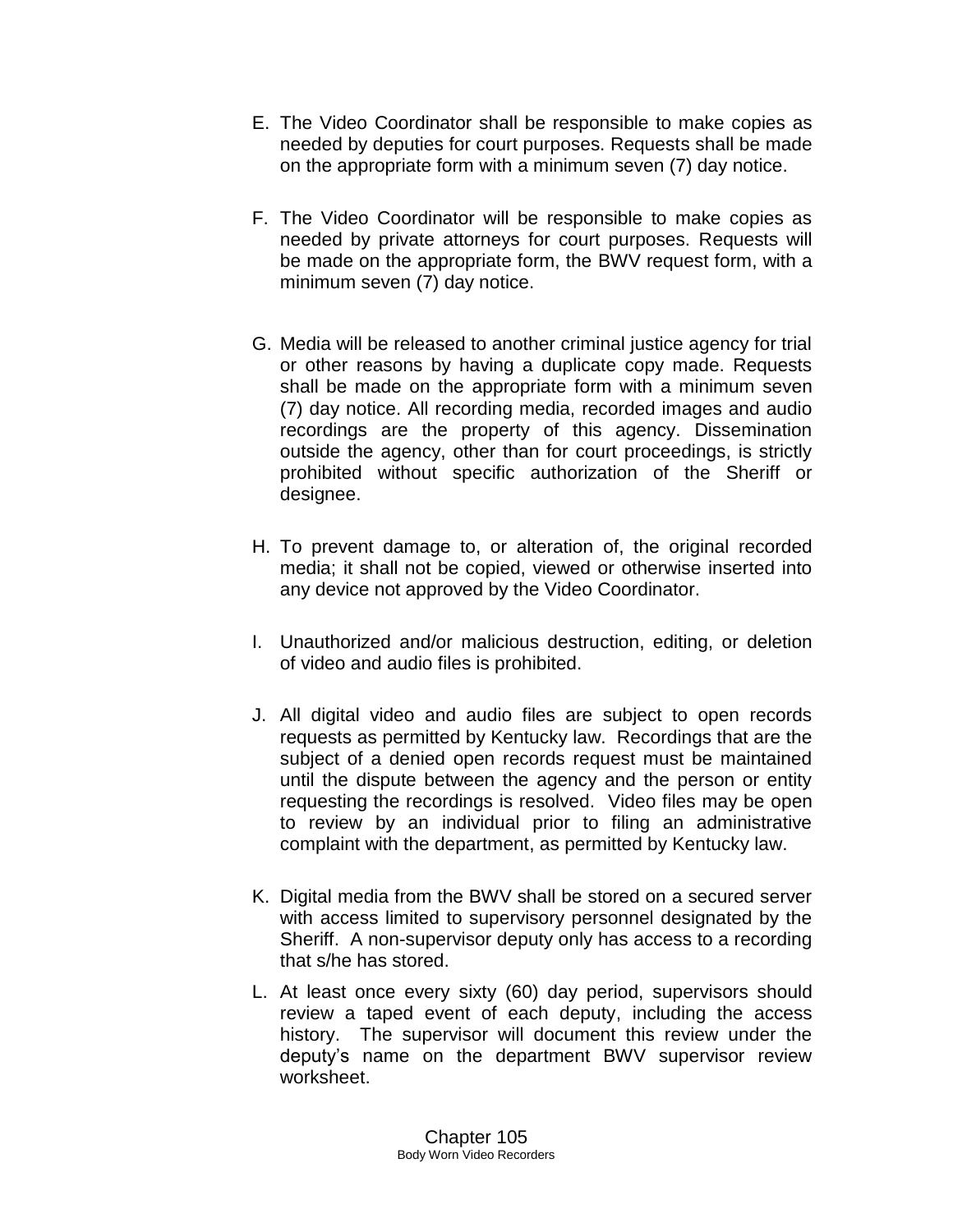E. The Video Coordinator shall be responsible to make copies as needed by deputies for court purposes. Requests shall be made on the appropriate form with a minimum seven (7) day notice.

F. The Video Coordinator will be responsible to make copies as needed by private attorneys for court purposes. Requests will be made on the appropriate form, the BWV request form, with a minimum seven (7) day notice.

G. Media will be released to another criminal justice agency for trial or other reasons by having a duplicate copy made. Requests shall be made on the appropriate form with a minimum seven (7) day notice. All recording media, recorded images and audio recordings are the property of this agency. Dissemination outside the agency, other than for court proceedings, is strictly prohibited without specific authorization of the Sheriff or designee.

H. To prevent damage to, or alteration of, the original recorded media; it shall not be copied, viewed or otherwise inserted into any device not approved by the Video Coordinator.

I. Unauthorized and/or malicious destruction, editing, or deletion of video and audio files is prohibited.

J. All digital video and audio files are subject to open records requests as permitted by Kentucky law. Recordings that are the subject of a denied open records request must be maintained until the dispute between the agency and the person or entity requesting the recordings is resolved. Video files may be open to review by an individual prior to filing an administrative complaint with the department, as permitted by Kentucky law.

K. Digital media from the BWV shall be stored on a secured server with access limited to supervisory personnel designated by the Sheriff. A non-supervisor deputy only has access to a recording that s/he has stored.

L. At least once every sixty (60) day period, supervisors should review a taped event of each deputy, including the access history. The supervisor will document this review under the deputy's name on the department BWV supervisor review worksheet.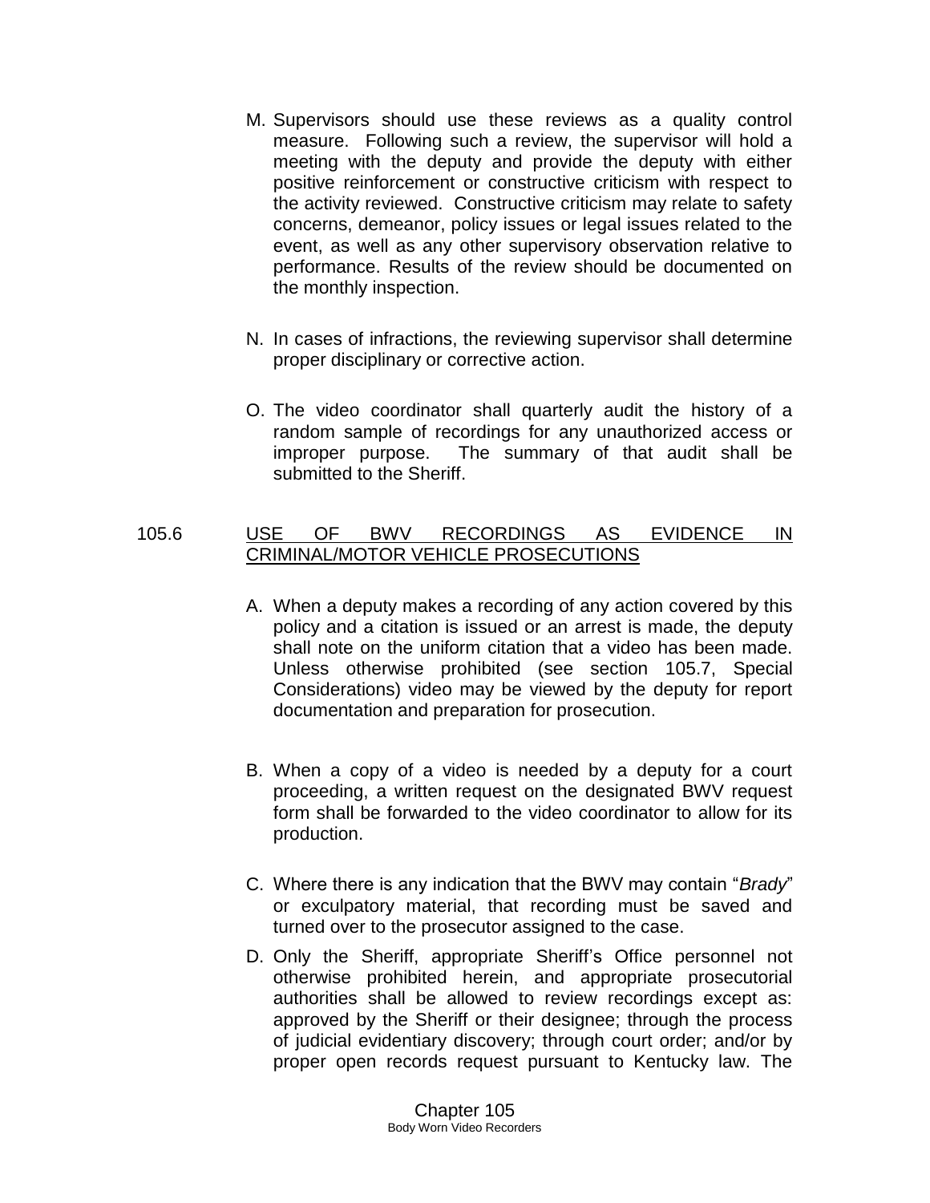M. Supervisors should use these reviews as a quality control measure. Following such a review, the supervisor will hold a meeting with the deputy and provide the deputy with either positive reinforcement or constructive criticism with respect to the activity reviewed. Constructive criticism may relate to safety concerns, demeanor, policy issues or legal issues related to the event, as well as any other supervisory observation relative to performance. Results of the review should be documented on the monthly inspection.

N. In cases of infractions, the reviewing supervisor shall determine proper disciplinary or corrective action.

O. The video coordinator shall quarterly audit the history of a random sample of recordings for any unauthorized access or improper purpose. The summary of that audit shall be submitted to the Sheriff.

## 105.6 USE OF BWV RECORDINGS AS EVIDENCE IN CRIMINAL/MOTOR VEHICLE PROSECUTIONS

A. When a deputy makes a recording of any action covered by this policy and a citation is issued or an arrest is made, the deputy shall note on the uniform citation that a video has been made. Unless otherwise prohibited (see section 105.7, Special Considerations) video may be viewed by the deputy for report documentation and preparation for prosecution.

B. When a copy of a video is needed by a deputy for a court proceeding, a written request on the designated BWV request form shall be forwarded to the video coordinator to allow for its production.

C. Where there is any indication that the BWV may contain "*Brady*" or exculpatory material, that recording must be saved and turned over to the prosecutor assigned to the case.

D. Only the Sheriff, appropriate Sheriff's Office personnel not otherwise prohibited herein, and appropriate prosecutorial authorities shall be allowed to review recordings except as: approved by the Sheriff or their designee; through the process of judicial evidentiary discovery; through court order; and/or by proper open records request pursuant to Kentucky law. The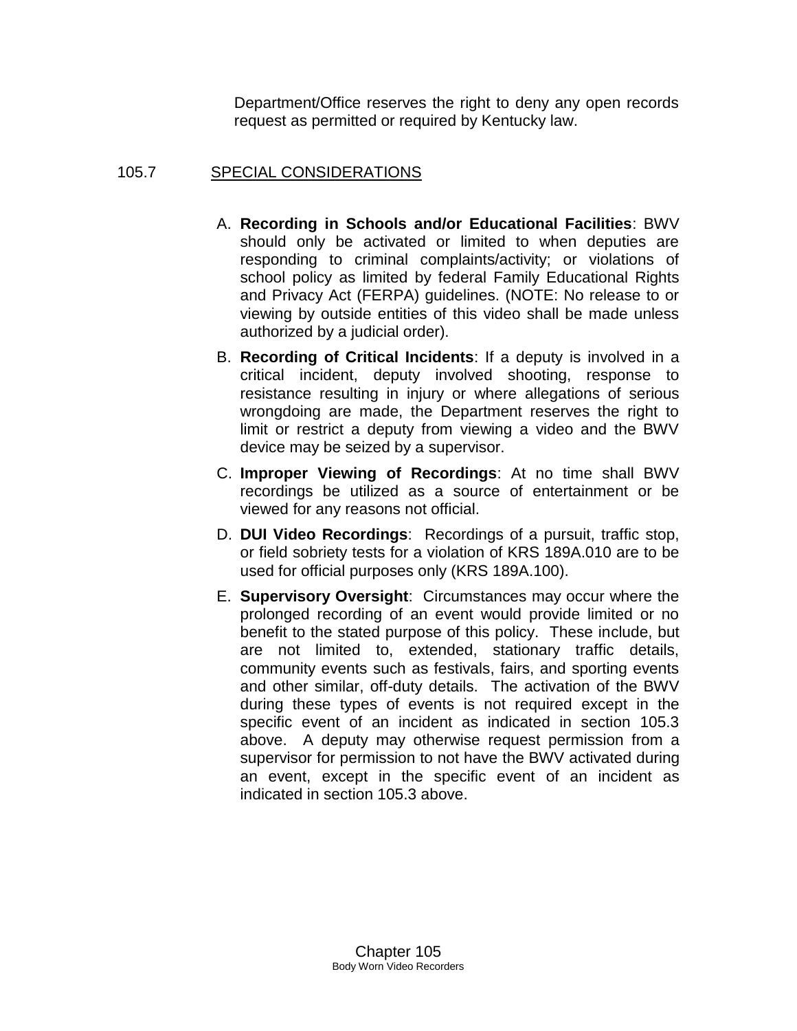Department/Office reserves the right to deny any open records request as permitted or required by Kentucky law.

## 105.7 SPECIAL CONSIDERATIONS

A. **Recording in Schools and/or Educational Facilities**: BWV should only be activated or limited to when deputies are responding to criminal complaints/activity; or violations of school policy as limited by federal Family Educational Rights and Privacy Act (FERPA) guidelines. (NOTE: No release to or viewing by outside entities of this video shall be made unless authorized by a judicial order).

B. **Recording of Critical Incidents**: If a deputy is involved in a critical incident, deputy involved shooting, response to resistance resulting in injury or where allegations of serious wrongdoing are made, the Department reserves the right to limit or restrict a deputy from viewing a video and the BWV device may be seized by a supervisor.

C. **Improper Viewing of Recordings**: At no time shall BWV recordings be utilized as a source of entertainment or be viewed for any reasons not official.

D. **DUI Video Recordings**: Recordings of a pursuit, traffic stop, or field sobriety tests for a violation of KRS 189A.010 are to be used for official purposes only (KRS 189A.100).

E. **Supervisory Oversight**: Circumstances may occur where the prolonged recording of an event would provide limited or no benefit to the stated purpose of this policy. These include, but are not limited to, extended, stationary traffic details, community events such as festivals, fairs, and sporting events and other similar, off-duty details. The activation of the BWV during these types of events is not required except in the specific event of an incident as indicated in section 105.3 above. A deputy may otherwise request permission from a supervisor for permission to not have the BWV activated during an event, except in the specific event of an incident as indicated in section 105.3 above.